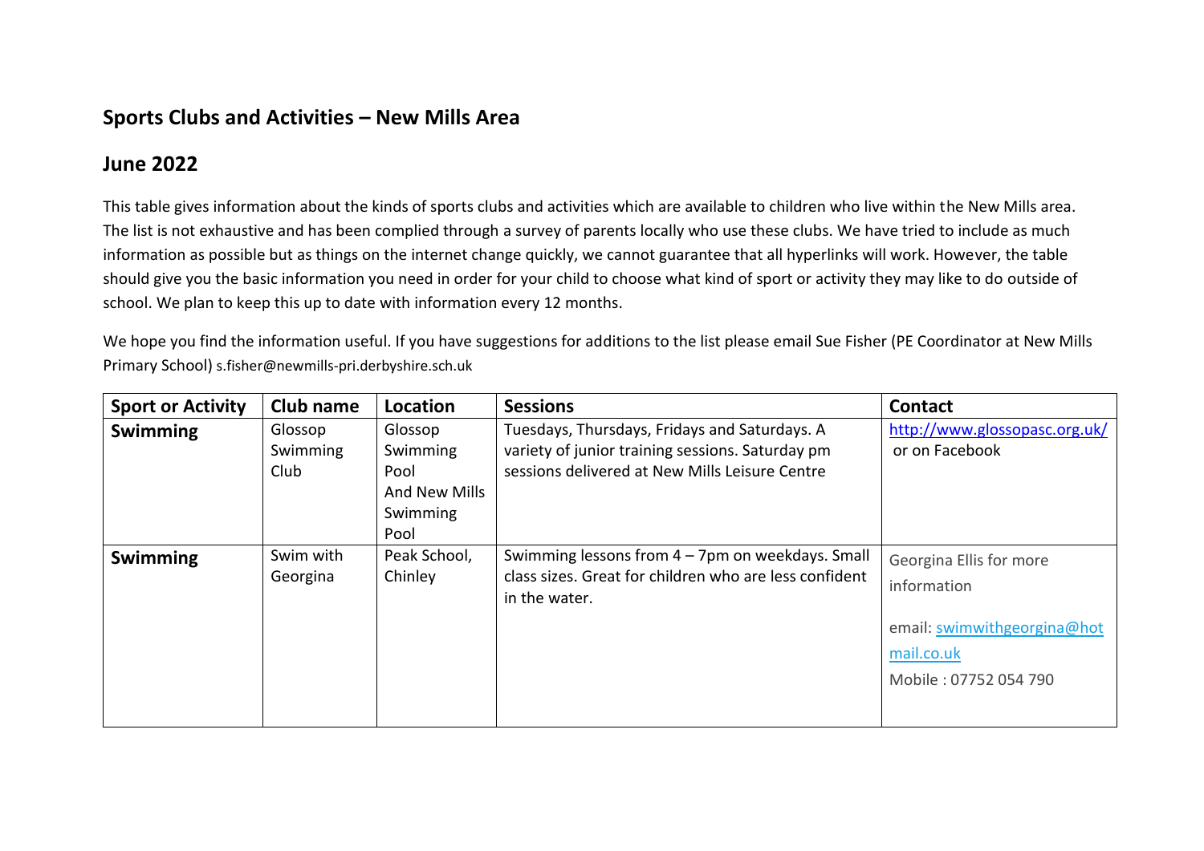## Sports Clubs and Activities – New Mills Area

## June 2022

This table gives information about the kinds of sports clubs and activities which are available to children who live within the New Mills area. The list is not exhaustive and has been complied through a survey of parents locally who use these clubs. We have tried to include as much information as possible but as things on the internet change quickly, we cannot guarantee that all hyperlinks will work. However, the table should give you the basic information you need in order for your child to choose what kind of sport or activity they may like to do outside of school. We plan to keep this up to date with information every 12 months.

We hope you find the information useful. If you have suggestions for additions to the list please email Sue Fisher (PE Coordinator at New Mills Primary School) s.fisher@newmills-pri.derbyshire.sch.uk

| Sport or Activity | Club name | Location | Sessions | Contact |
|---|---|---|---|---|
| **Swimming** | Glossop Swimming Club | Glossop Swimming Pool And New Mills Swimming Pool | Tuesdays, Thursdays, Fridays and Saturdays. A variety of junior training sessions. Saturday pm sessions delivered at New Mills Leisure Centre | http://www.glossopasc.org.uk/ or on Facebook |
| **Swimming** | Swim with Georgina | Peak School, Chinley | Swimming lessons from 4 – 7pm on weekdays. Small class sizes. Great for children who are less confident in the water. | Georgina Ellis for more information<br><br>email: swimwithgeorgina@hotmail.co.uk<br><br>Mobile : 07752 054 790 |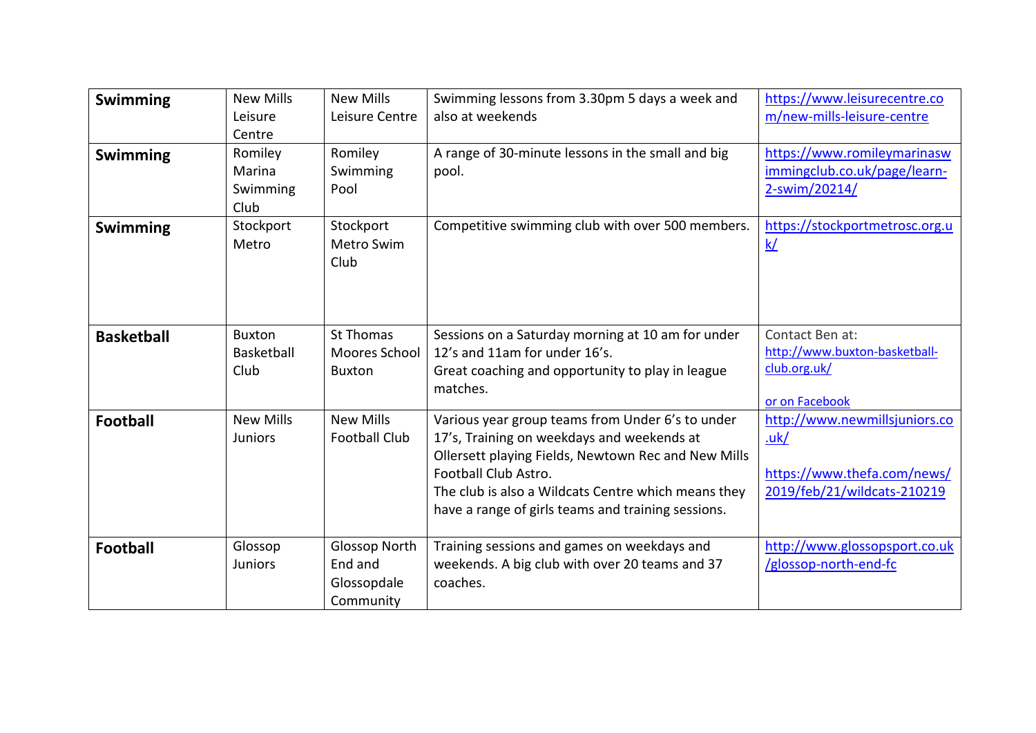| **Swimming** | New Mills Leisure Centre | New Mills Leisure Centre | Swimming lessons from 3.30pm 5 days a week and also at weekends | https://www.leisurecentre.com/new-mills-leisure-centre |
|---|---|---|---|---|
| **Swimming** | Romiley Marina Swimming Club | Romiley Swimming Pool | A range of 30-minute lessons in the small and big pool. | https://www.romileymarinaswimmingclub.co.uk/page/learn-2-swim/20214/ |
| **Swimming** | Stockport Metro | Stockport Metro Swim Club | Competitive swimming club with over 500 members. | https://stockportmetrosc.org.uk/ |
| **Basketball** | Buxton Basketball Club | St Thomas Moores School Buxton | Sessions on a Saturday morning at 10 am for under 12's and 11am for under 16's.<br>Great coaching and opportunity to play in league matches. | Contact Ben at: http://www.buxton-basketball-club.org.uk/<br><br>or on Facebook |
| **Football** | New Mills Juniors | New Mills Football Club | Various year group teams from Under 6's to under 17's, Training on weekdays and weekends at Ollersett playing Fields, Newtown Rec and New Mills Football Club Astro.<br>The club is also a Wildcats Centre which means they have a range of girls teams and training sessions. | http://www.newmillsjuniors.co.uk/<br><br>https://www.thefa.com/news/2019/feb/21/wildcats-210219 |
| **Football** | Glossop Juniors | Glossop North End and Glossopdale Community | Training sessions and games on weekdays and weekends. A big club with over 20 teams and 37 coaches. | http://www.glossopsport.co.uk/glossop-north-end-fc |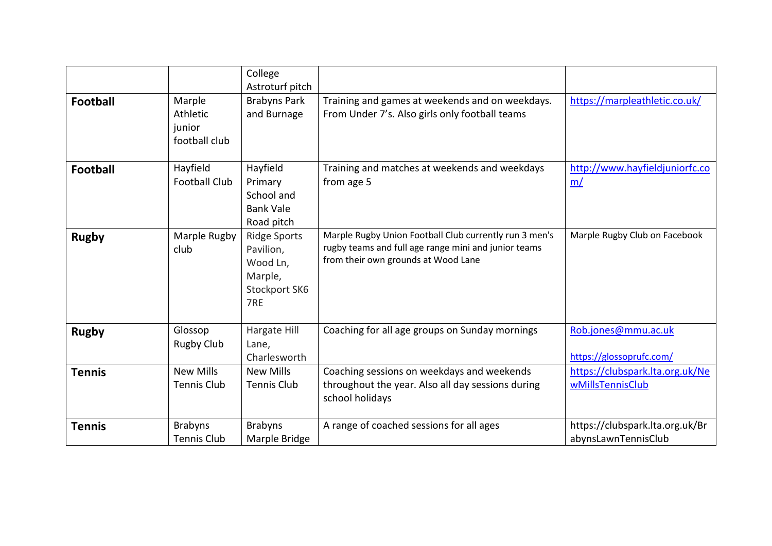| | | College Astroturf pitch | | |
|---|---|---|---|---|
| **Football** | Marple Athletic junior football club | Brabyns Park and Burnage | Training and games at weekends and on weekdays. From Under 7's. Also girls only football teams | https://marpleathletic.co.uk/ |
| **Football** | Hayfield Football Club | Hayfield Primary School and Bank Vale Road pitch | Training and matches at weekends and weekdays from age 5 | http://www.hayfieldjuniorfc.com/ |
| **Rugby** | Marple Rugby club | Ridge Sports Pavilion, Wood Ln, Marple, Stockport SK6 7RE | Marple Rugby Union Football Club currently run 3 men's rugby teams and full age range mini and junior teams from their own grounds at Wood Lane | Marple Rugby Club on Facebook |
| **Rugby** | Glossop Rugby Club | Hargate Hill Lane, Charlesworth | Coaching for all age groups on Sunday mornings | Rob.jones@mmu.ac.uk<br><br>https://glossoprufc.com/ |
| **Tennis** | New Mills Tennis Club | New Mills Tennis Club | Coaching sessions on weekdays and weekends throughout the year. Also all day sessions during school holidays | https://clubspark.lta.org.uk/NewMillsTennisClub |
| **Tennis** | Brabyns Tennis Club | Brabyns Marple Bridge | A range of coached sessions for all ages | https://clubspark.lta.org.uk/BrabynsLawnTennisClub |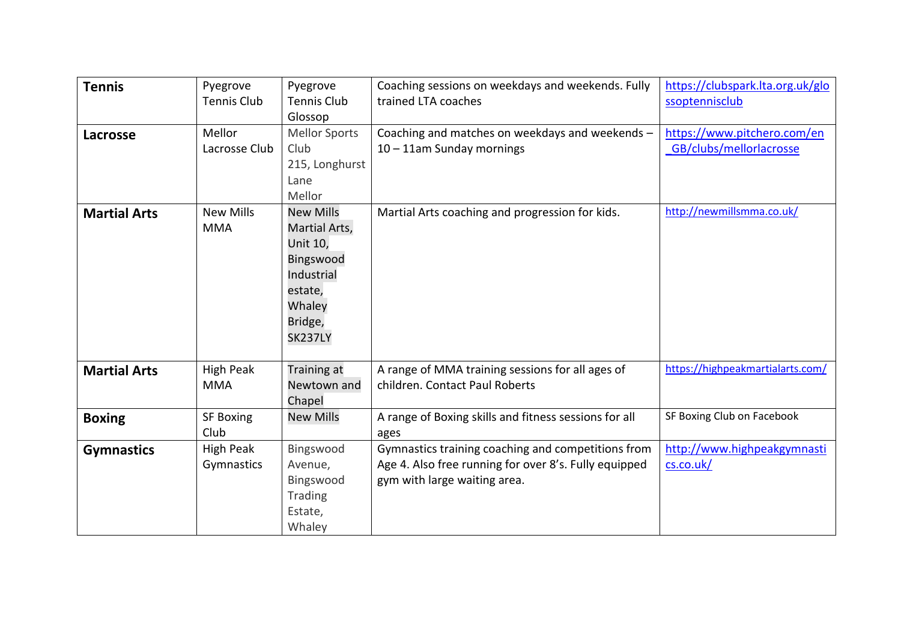| **Tennis** | Pyegrove Tennis Club | Pyegrove Tennis Club Glossop | Coaching sessions on weekdays and weekends. Fully trained LTA coaches | https://clubspark.lta.org.uk/glossoptennisclub |
|---|---|---|---|---|
| **Lacrosse** | Mellor Lacrosse Club | Mellor Sports Club 215, Longhurst Lane Mellor | Coaching and matches on weekdays and weekends – 10 – 11am Sunday mornings | https://www.pitchero.com/en_GB/clubs/mellorlacrosse |
| **Martial Arts** | New Mills MMA | New Mills Martial Arts, Unit 10, Bingswood Industrial estate, Whaley Bridge, SK237LY | Martial Arts coaching and progression for kids. | http://newmillsmma.co.uk/ |
| **Martial Arts** | High Peak MMA | Training at Newtown and Chapel | A range of MMA training sessions for all ages of children. Contact Paul Roberts | https://highpeakmartialarts.com/ |
| **Boxing** | SF Boxing Club | New Mills | A range of Boxing skills and fitness sessions for all ages | SF Boxing Club on Facebook |
| **Gymnastics** | High Peak Gymnastics | Bingswood Avenue, Bingswood Trading Estate, Whaley | Gymnastics training coaching and competitions from Age 4. Also free running for over 8's. Fully equipped gym with large waiting area. | http://www.highpeakgymnastics.co.uk/ |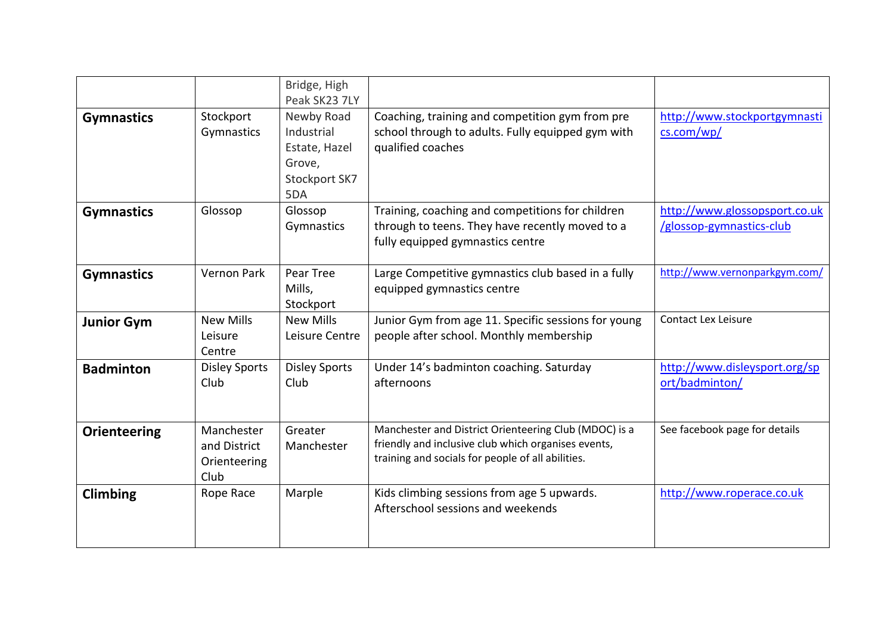| | | | | |
|---|---|---|---|---|
| | | Bridge, High Peak SK23 7LY | | |
| **Gymnastics** | Stockport Gymnastics | Newby Road Industrial Estate, Hazel Grove, Stockport SK7 5DA | Coaching, training and competition gym from pre school through to adults. Fully equipped gym with qualified coaches | http://www.stockportgymnastics.com/wp/ |
| **Gymnastics** | Glossop | Glossop Gymnastics | Training, coaching and competitions for children through to teens. They have recently moved to a fully equipped gymnastics centre | http://www.glossopsport.co.uk/glossop-gymnastics-club |
| **Gymnastics** | Vernon Park | Pear Tree Mills, Stockport | Large Competitive gymnastics club based in a fully equipped gymnastics centre | http://www.vernonparkgym.com/ |
| **Junior Gym** | New Mills Leisure Centre | New Mills Leisure Centre | Junior Gym from age 11. Specific sessions for young people after school. Monthly membership | Contact Lex Leisure |
| **Badminton** | Disley Sports Club | Disley Sports Club | Under 14's badminton coaching. Saturday afternoons | http://www.disleysport.org/sport/badminton/ |
| **Orienteering** | Manchester and District Orienteering Club | Greater Manchester | Manchester and District Orienteering Club (MDOC) is a friendly and inclusive club which organises events, training and socials for people of all abilities. | See facebook page for details |
| **Climbing** | Rope Race | Marple | Kids climbing sessions from age 5 upwards. Afterschool sessions and weekends | http://www.roperace.co.uk |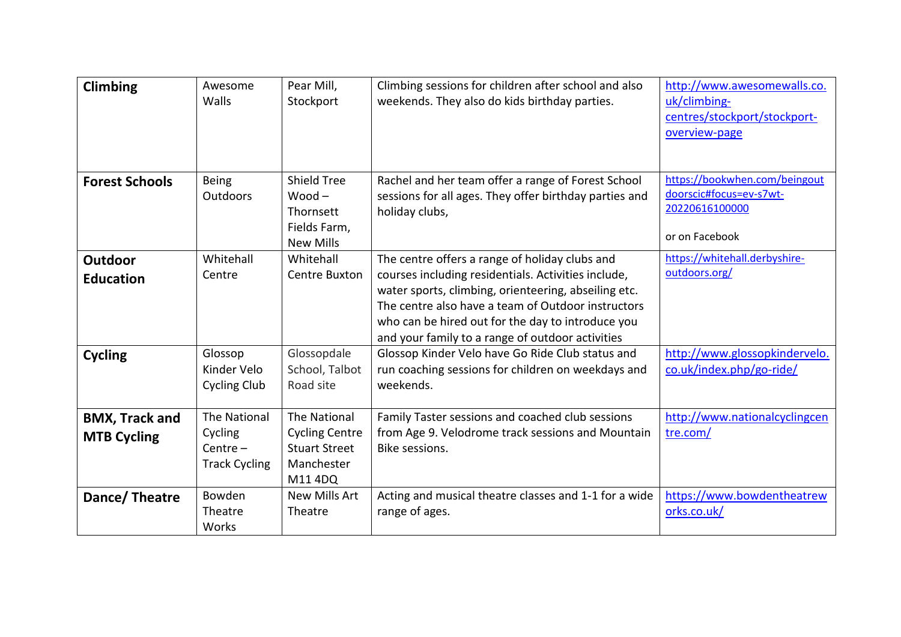| **Climbing** | Awesome Walls | Pear Mill, Stockport | Climbing sessions for children after school and also weekends. They also do kids birthday parties. | http://www.awesomewalls.co.uk/climbing-centres/stockport/stockport-overview-page |
|---|---|---|---|---|
| **Forest Schools** | Being Outdoors | Shield Tree Wood – Thornsett Fields Farm, New Mills | Rachel and her team offer a range of Forest School sessions for all ages. They offer birthday parties and holiday clubs, | https://bookwhen.com/beingoutdoorscic#focus=ev-s7wt-20220616100000<br><br>or on Facebook |
| **Outdoor Education** | Whitehall Centre | Whitehall Centre Buxton | The centre offers a range of holiday clubs and courses including residentials. Activities include, water sports, climbing, orienteering, abseiling etc. The centre also have a team of Outdoor instructors who can be hired out for the day to introduce you and your family to a range of outdoor activities | https://whitehall.derbyshire-outdoors.org/ |
| **Cycling** | Glossop Kinder Velo Cycling Club | Glossopdale School, Talbot Road site | Glossop Kinder Velo have Go Ride Club status and run coaching sessions for children on weekdays and weekends. | http://www.glossopkindervelo.co.uk/index.php/go-ride/ |
| **BMX, Track and MTB Cycling** | The National Cycling Centre – Track Cycling | The National Cycling Centre Stuart Street Manchester M11 4DQ | Family Taster sessions and coached club sessions from Age 9. Velodrome track sessions and Mountain Bike sessions. | http://www.nationalcyclingcentre.com/ |
| **Dance/ Theatre** | Bowden Theatre Works | New Mills Art Theatre | Acting and musical theatre classes and 1-1 for a wide range of ages. | https://www.bowdentheatreworks.co.uk/ |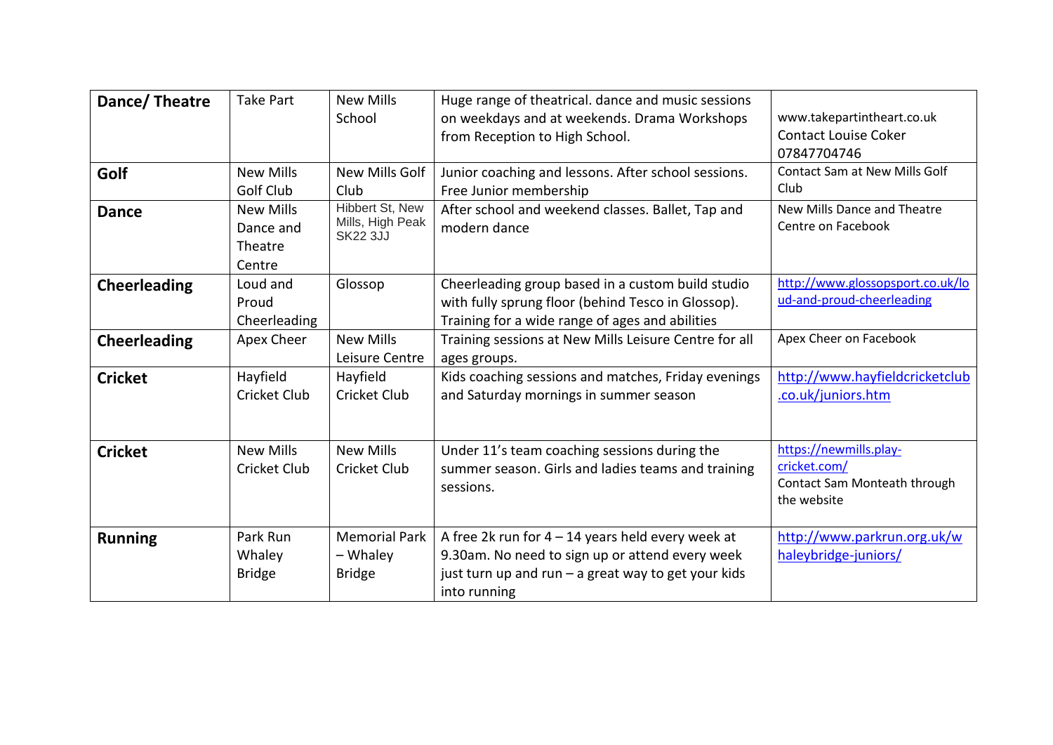| **Dance/ Theatre** | Take Part | New Mills School | Huge range of theatrical. dance and music sessions on weekdays and at weekends. Drama Workshops from Reception to High School. | www.takepartintheart.co.uk Contact Louise Coker 07847704746 |
|---|---|---|---|---|
| **Golf** | New Mills Golf Club | New Mills Golf Club | Junior coaching and lessons. After school sessions. Free Junior membership | Contact Sam at New Mills Golf Club |
| **Dance** | New Mills Dance and Theatre Centre | Hibbert St, New Mills, High Peak SK22 3JJ | After school and weekend classes. Ballet, Tap and modern dance | New Mills Dance and Theatre Centre on Facebook |
| **Cheerleading** | Loud and Proud Cheerleading | Glossop | Cheerleading group based in a custom build studio with fully sprung floor (behind Tesco in Glossop). Training for a wide range of ages and abilities | http://www.glossopsport.co.uk/loud-and-proud-cheerleading |
| **Cheerleading** | Apex Cheer | New Mills Leisure Centre | Training sessions at New Mills Leisure Centre for all ages groups. | Apex Cheer on Facebook |
| **Cricket** | Hayfield Cricket Club | Hayfield Cricket Club | Kids coaching sessions and matches, Friday evenings and Saturday mornings in summer season | http://www.hayfieldcricketclub.co.uk/juniors.htm |
| **Cricket** | New Mills Cricket Club | New Mills Cricket Club | Under 11's team coaching sessions during the summer season. Girls and ladies teams and training sessions. | https://newmills.play-cricket.com/ Contact Sam Monteath through the website |
| **Running** | Park Run Whaley Bridge | Memorial Park – Whaley Bridge | A free 2k run for 4 – 14 years held every week at 9.30am. No need to sign up or attend every week just turn up and run – a great way to get your kids into running | http://www.parkrun.org.uk/whaleybridge-juniors/ |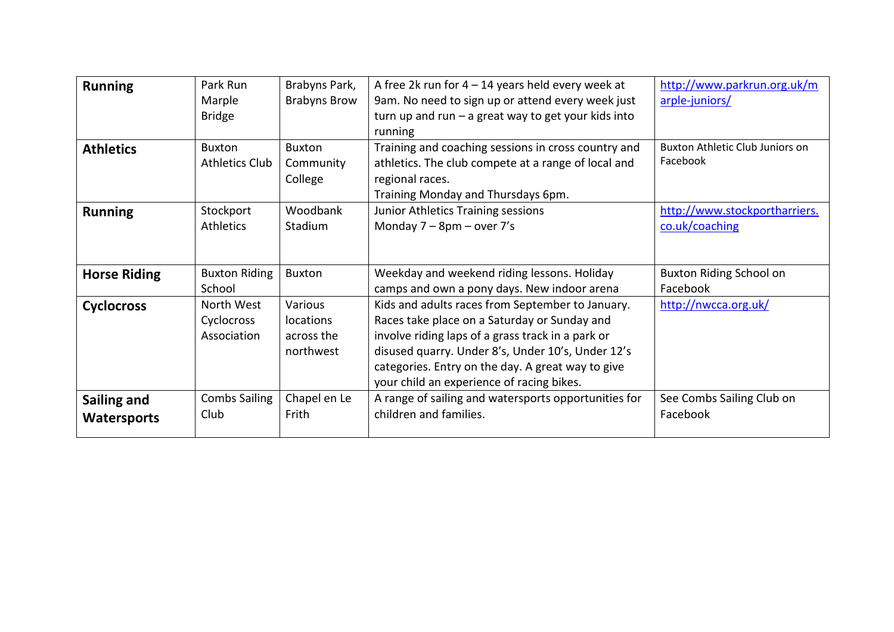| | | | | |
|---|---|---|---|---|
| **Running** | Park Run Marple Bridge | Brabyns Park, Brabyns Brow | A free 2k run for 4 – 14 years held every week at 9am. No need to sign up or attend every week just turn up and run – a great way to get your kids into running | http://www.parkrun.org.uk/marple-juniors/ |
| **Athletics** | Buxton Athletics Club | Buxton Community College | Training and coaching sessions in cross country and athletics. The club compete at a range of local and regional races.<br>Training Monday and Thursdays 6pm. | Buxton Athletic Club Juniors on Facebook |
| **Running** | Stockport Athletics | Woodbank Stadium | Junior Athletics Training sessions<br>Monday 7 – 8pm – over 7's | http://www.stockportharriers.co.uk/coaching |
| **Horse Riding** | Buxton Riding School | Buxton | Weekday and weekend riding lessons. Holiday camps and own a pony days. New indoor arena | Buxton Riding School on Facebook |
| **Cyclocross** | North West Cyclocross Association | Various locations across the northwest | Kids and adults races from September to January. Races take place on a Saturday or Sunday and involve riding laps of a grass track in a park or disused quarry. Under 8's, Under 10's, Under 12's categories. Entry on the day. A great way to give your child an experience of racing bikes. | http://nwcca.org.uk/ |
| **Sailing and Watersports** | Combs Sailing Club | Chapel en Le Frith | A range of sailing and watersports opportunities for children and families. | See Combs Sailing Club on Facebook |